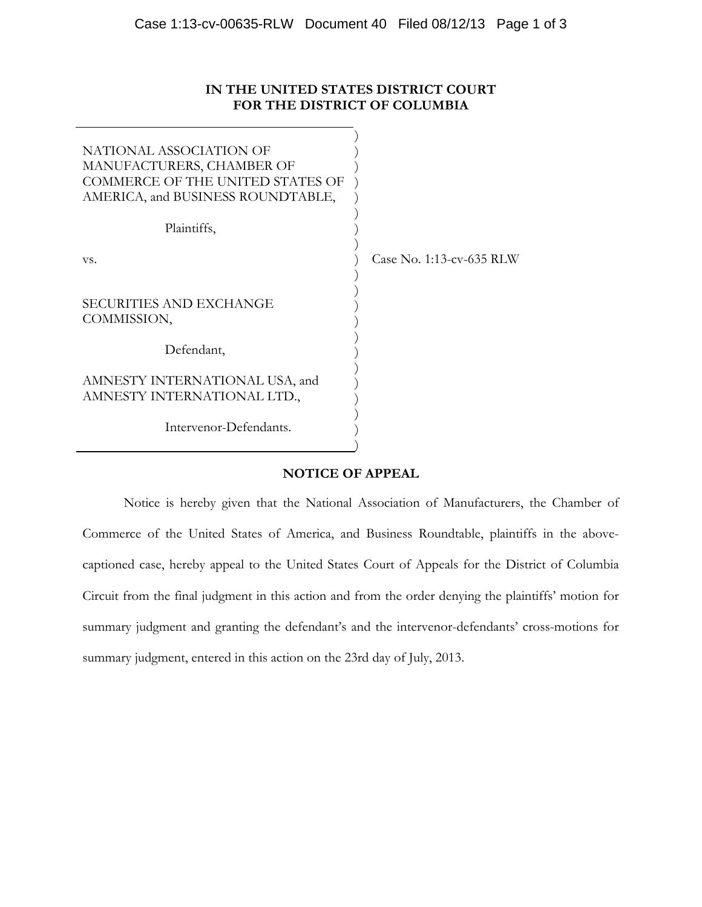**IN THE UNITED STATES DISTRICT COURT**
**FOR THE DISTRICT OF COLUMBIA**

NATIONAL ASSOCIATION OF MANUFACTURERS, CHAMBER OF COMMERCE OF THE UNITED STATES OF AMERICA, and BUSINESS ROUNDTABLE,

Plaintiffs,

vs.

SECURITIES AND EXCHANGE COMMISSION,

Defendant,

AMNESTY INTERNATIONAL USA, and AMNESTY INTERNATIONAL LTD.,

Intervenor-Defendants.

Case No. 1:13-cv-635 RLW

**NOTICE OF APPEAL**

Notice is hereby given that the National Association of Manufacturers, the Chamber of Commerce of the United States of America, and Business Roundtable, plaintiffs in the above-captioned case, hereby appeal to the United States Court of Appeals for the District of Columbia Circuit from the final judgment in this action and from the order denying the plaintiffs' motion for summary judgment and granting the defendant's and the intervenor-defendants' cross-motions for summary judgment, entered in this action on the 23rd day of July, 2013.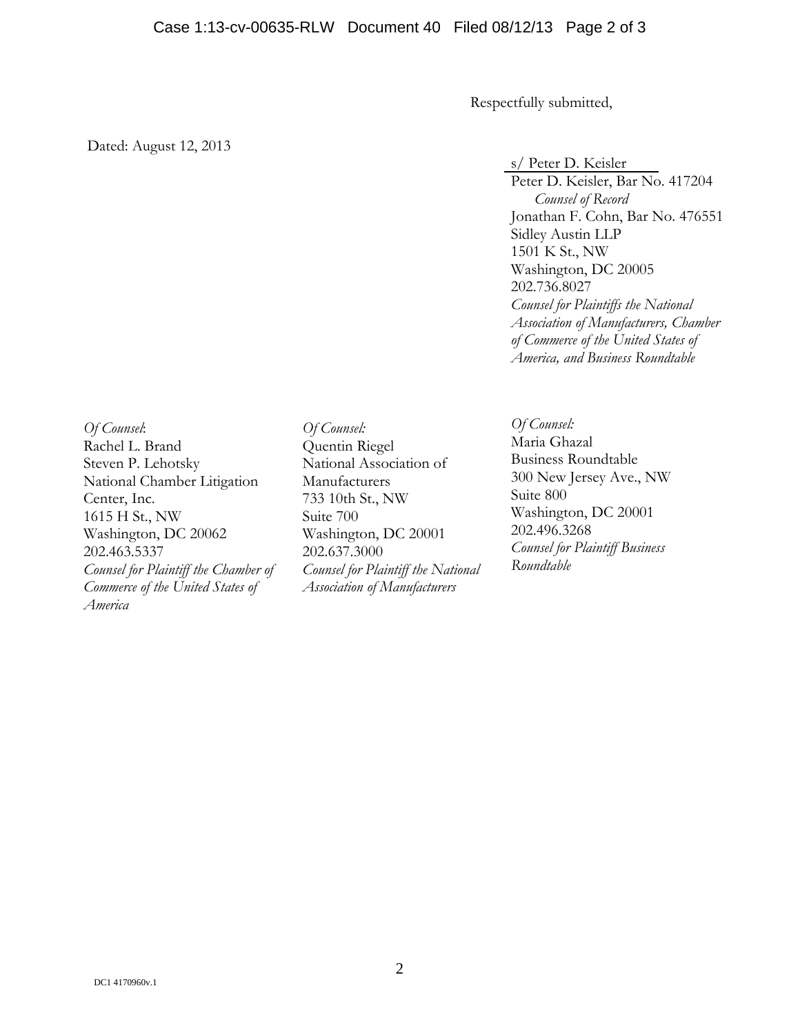Respectfully submitted,

Dated: August 12, 2013

s/ Peter D. Keisler
Peter D. Keisler, Bar No. 417204
*Counsel of Record*
Jonathan F. Cohn, Bar No. 476551
Sidley Austin LLP
1501 K St., NW
Washington, DC 20005
202.736.8027
*Counsel for Plaintiffs the National Association of Manufacturers, Chamber of Commerce of the United States of America, and Business Roundtable*

*Of Counsel*:
Rachel L. Brand
Steven P. Lehotsky
National Chamber Litigation Center, Inc.
1615 H St., NW
Washington, DC 20062
202.463.5337
*Counsel for Plaintiff the Chamber of Commerce of the United States of America*

*Of Counsel:*
Quentin Riegel
National Association of Manufacturers
733 10th St., NW
Suite 700
Washington, DC 20001
202.637.3000
*Counsel for Plaintiff the National Association of Manufacturers*

*Of Counsel:*
Maria Ghazal
Business Roundtable
300 New Jersey Ave., NW
Suite 800
Washington, DC 20001
202.496.3268
*Counsel for Plaintiff Business Roundtable*

DC1 4170960v.1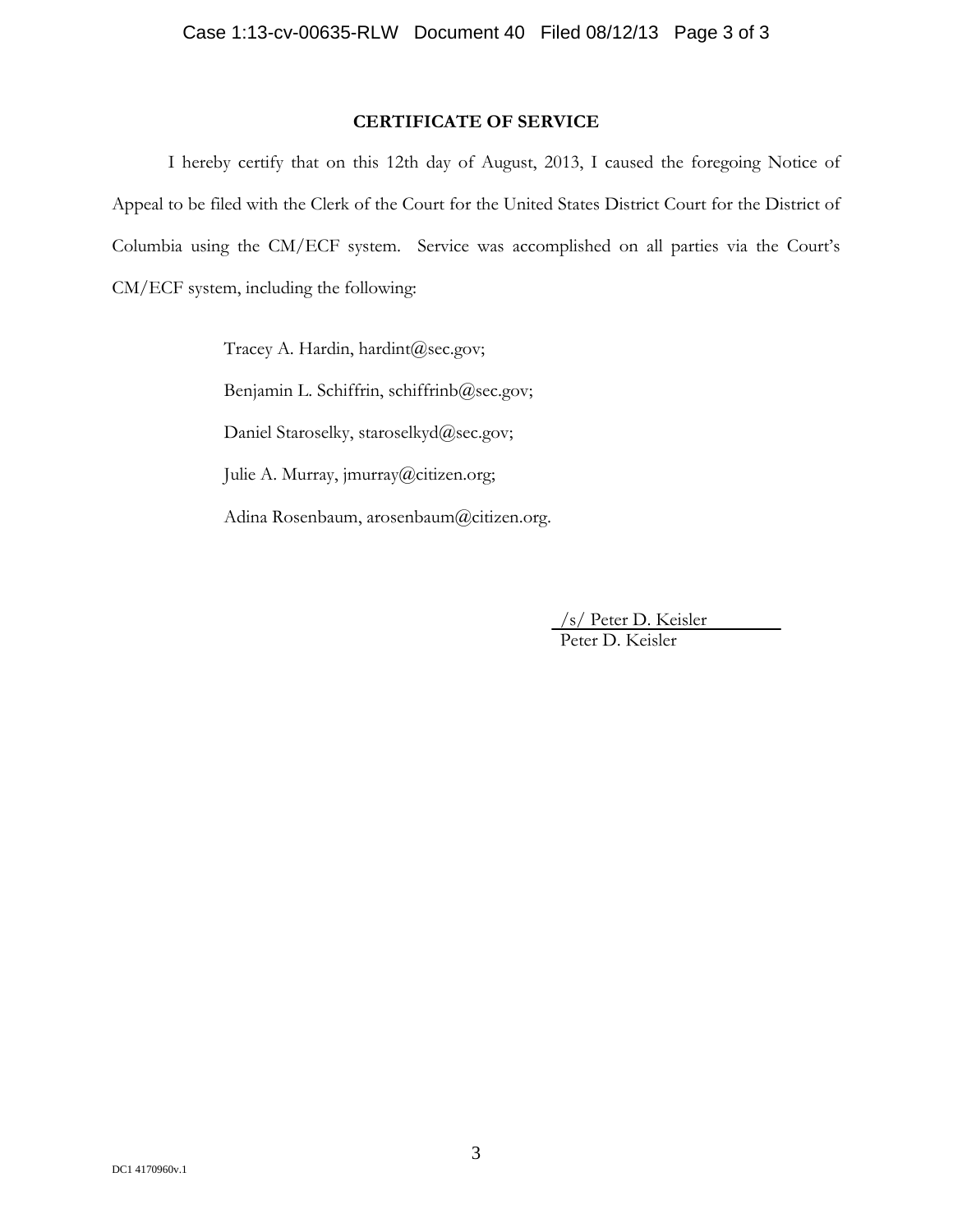## CERTIFICATE OF SERVICE

I hereby certify that on this 12th day of August, 2013, I caused the foregoing Notice of Appeal to be filed with the Clerk of the Court for the United States District Court for the District of Columbia using the CM/ECF system. Service was accomplished on all parties via the Court's CM/ECF system, including the following:

Tracey A. Hardin, hardint@sec.gov;

Benjamin L. Schiffrin, schiffrinb@sec.gov;

Daniel Staroselky, staroselkyd@sec.gov;

Julie A. Murray, jmurray@citizen.org;

Adina Rosenbaum, arosenbaum@citizen.org.

/s/ Peter D. Keisler
Peter D. Keisler

DC1 4170960v.1